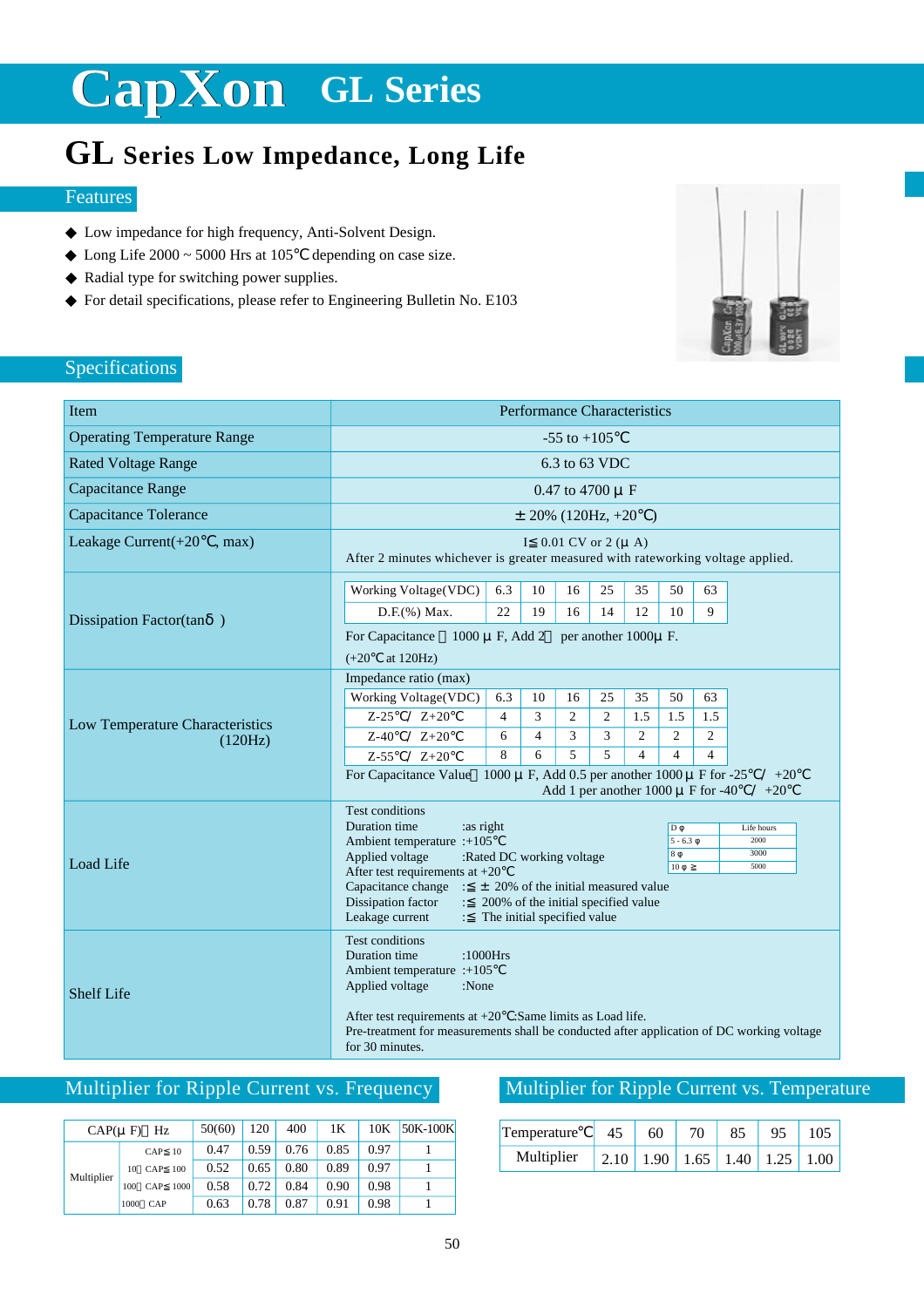# CapXon GL Series

## GL Series Low Impedance, Long Life

### Features

- Low impedance for high frequency, Anti-Solvent Design.
- Long Life 2000 ~ 5000 Hrs at 105℃ depending on case size.
- Radial type for switching power supplies.
- For detail specifications, please refer to Engineering Bulletin No. E103

### Specifications

| Item | Performance Characteristics |
|---|---|
| Operating Temperature Range | -55 to +105℃ |
| Rated Voltage Range | 6.3 to 63 VDC |
| Capacitance Range | 0.47 to 4700 μ F |
| Capacitance Tolerance | ± 20% (120Hz, +20℃) |
| Leakage Current(+20℃, max) | I≦0.01 CV or 2 (μ A)<br>After 2 minutes whichever is greater measured with rateworking voltage applied. |

**Dissipation Factor(tanδ)**

| Working Voltage(VDC) | 6.3 | 10 | 16 | 25 | 35 | 50 | 63 |
|---|---|---|---|---|---|---|---|
| D.F.(%) Max. | 22 | 19 | 16 | 14 | 12 | 10 | 9 |

For Capacitance ＞1000 μ F, Add 2％ per another 1000μ F.

(+20℃ at 120Hz)

**Low Temperature Characteristics (120Hz)**

Impedance ratio (max)

| Working Voltage(VDC) | 6.3 | 10 | 16 | 25 | 35 | 50 | 63 |
|---|---|---|---|---|---|---|---|
| Z-25℃/ Z+20℃ | 4 | 3 | 2 | 2 | 1.5 | 1.5 | 1.5 |
| Z-40℃/ Z+20℃ | 6 | 4 | 3 | 3 | 2 | 2 | 2 |
| Z-55℃/ Z+20℃ | 8 | 6 | 5 | 5 | 4 | 4 | 4 |

For Capacitance Value＞1000 μ F, Add 0.5 per another 1000 μ F for -25℃/ +20℃
Add 1 per another 1000 μ F for -40℃/ +20℃

**Load Life**

Test conditions
Duration time :as right
Ambient temperature :+105℃
Applied voltage :Rated DC working voltage
After test requirements at +20℃
Capacitance change :≦ ± 20% of the initial measured value
Dissipation factor :≦ 200% of the initial specified value
Leakage current :≦ The initial specified value

| D φ | Life hours |
|---|---|
| 5 - 6.3 φ | 2000 |
| 8 φ | 3000 |
| 10 φ ≧ | 5000 |

**Shelf Life**

Test conditions
Duration time :1000Hrs
Ambient temperature :+105℃
Applied voltage :None

After test requirements at +20℃:Same limits as Load life.
Pre-treatment for measurements shall be conducted after application of DC working voltage for 30 minutes.

### Multiplier for Ripple Current vs. Frequency

| CAP(μ F)＼Hz | | 50(60) | 120 | 400 | 1K | 10K | 50K-100K |
|---|---|---|---|---|---|---|---|
| Multiplier | CAP≦10 | 0.47 | 0.59 | 0.76 | 0.85 | 0.97 | 1 |
| | 10＜CAP≦100 | 0.52 | 0.65 | 0.80 | 0.89 | 0.97 | 1 |
| | 100＜CAP≦1000 | 0.58 | 0.72 | 0.84 | 0.90 | 0.98 | 1 |
| | 1000＜CAP | 0.63 | 0.78 | 0.87 | 0.91 | 0.98 | 1 |

### Multiplier for Ripple Current vs. Temperature

| Temperature℃ | 45 | 60 | 70 | 85 | 95 | 105 |
|---|---|---|---|---|---|---|
| Multiplier | 2.10 | 1.90 | 1.65 | 1.40 | 1.25 | 1.00 |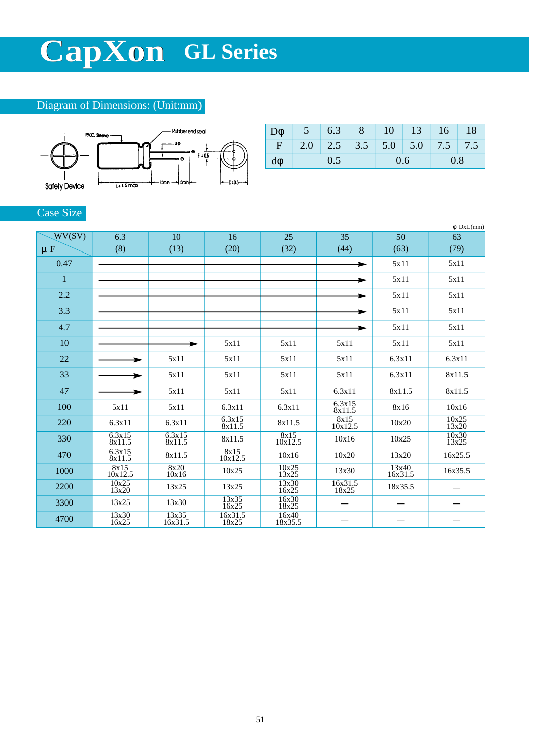# CapXon GL Series

## Diagram of Dimensions: (Unit:mm)

P.V.C. Sleeve — Rubber end seal — Safety Device — L+1.5 max — 15min — 5min — F±0.5 — D±0.5 — dφ

| Dφ | 5 | 6.3 | 8 | 10 | 13 | 16 | 18 |
|---|---|---|---|---|---|---|---|
| F | 2.0 | 2.5 | 3.5 | 5.0 | 5.0 | 7.5 | 7.5 |
| dφ | 0.5 | | | 0.6 | | 0.8 | |

## Case Size

φ DxL(mm)

| WV(SV) / μF | 6.3 (8) | 10 (13) | 16 (20) | 25 (32) | 35 (44) | 50 (63) | 63 (79) |
|---|---|---|---|---|---|---|---|
| 0.47 | → | → | → | → | → | 5x11 | 5x11 |
| 1 | → | → | → | → | → | 5x11 | 5x11 |
| 2.2 | → | → | → | → | → | 5x11 | 5x11 |
| 3.3 | → | → | → | → | → | 5x11 | 5x11 |
| 4.7 | → | → | → | → | → | 5x11 | 5x11 |
| 10 | → | → | 5x11 | 5x11 | 5x11 | 5x11 | 5x11 |
| 22 | → | 5x11 | 5x11 | 5x11 | 5x11 | 6.3x11 | 6.3x11 |
| 33 | → | 5x11 | 5x11 | 5x11 | 5x11 | 6.3x11 | 8x11.5 |
| 47 | → | 5x11 | 5x11 | 5x11 | 6.3x11 | 8x11.5 | 8x11.5 |
| 100 | 5x11 | 5x11 | 6.3x11 | 6.3x11 | 6.3x15 8x11.5 | 8x16 | 10x16 |
| 220 | 6.3x11 | 6.3x11 | 6.3x15 8x11.5 | 8x11.5 | 8x15 10x12.5 | 10x20 | 10x25 13x20 |
| 330 | 6.3x15 8x11.5 | 6.3x15 8x11.5 | 8x11.5 | 8x15 10x12.5 | 10x16 | 10x25 | 10x30 13x25 |
| 470 | 6.3x15 8x11.5 | 8x11.5 | 8x15 10x12.5 | 10x16 | 10x20 | 13x20 | 16x25.5 |
| 1000 | 8x15 10x12.5 | 8x20 10x16 | 10x25 | 10x25 13x25 | 13x30 | 13x40 16x31.5 | 16x35.5 |
| 2200 | 10x25 13x20 | 13x25 | 13x25 | 13x30 16x25 | 16x31.5 18x25 | 18x35.5 | — |
| 3300 | 13x25 | 13x30 | 13x35 16x25 | 16x30 18x25 | — | — | — |
| 4700 | 13x30 16x25 | 13x35 16x31.5 | 16x31.5 18x25 | 16x40 18x35.5 | — | — | — |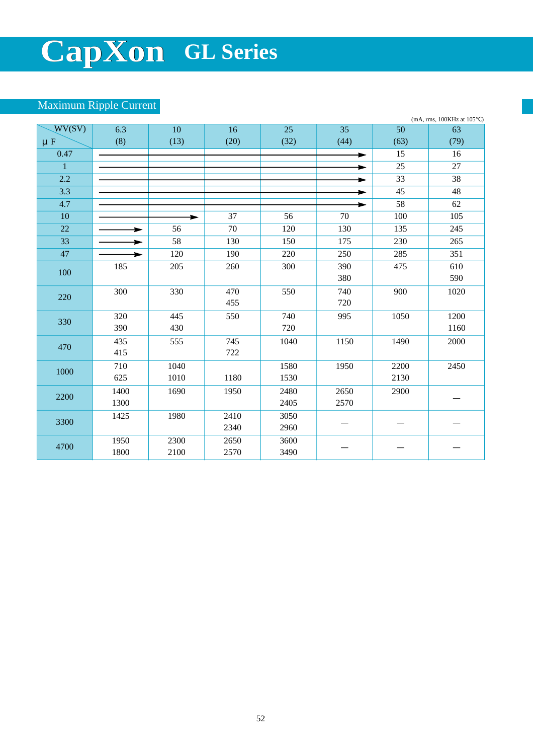# CapXon GL Series

## Maximum Ripple Current

(mA, rms, 100KHz at 105℃)

| WV(SV) / μF | 6.3 (8) | 10 (13) | 16 (20) | 25 (32) | 35 (44) | 50 (63) | 63 (79) |
|---|---|---|---|---|---|---|---|
| 0.47 | → | → | → | → | → | 15 | 16 |
| 1 | → | → | → | → | → | 25 | 27 |
| 2.2 | → | → | → | → | → | 33 | 38 |
| 3.3 | → | → | → | → | → | 45 | 48 |
| 4.7 | → | → | → | → | → | 58 | 62 |
| 10 | → | → | 37 | 56 | 70 | 100 | 105 |
| 22 | → | 56 | 70 | 120 | 130 | 135 | 245 |
| 33 | → | 58 | 130 | 150 | 175 | 230 | 265 |
| 47 | → | 120 | 190 | 220 | 250 | 285 | 351 |
| 100 | 185 | 205 | 260 | 300 | 390<br>380 | 475 | 610<br>590 |
| 220 | 300 | 330 | 470<br>455 | 550 | 740<br>720 | 900 | 1020 |
| 330 | 320<br>390 | 445<br>430 | 550 | 740<br>720 | 995 | 1050 | 1200<br>1160 |
| 470 | 435<br>415 | 555 | 745<br>722 | 1040 | 1150 | 1490 | 2000 |
| 1000 | 710<br>625 | 1040<br>1010 | 1180 | 1580<br>1530 | 1950 | 2200<br>2130 | 2450 |
| 2200 | 1400<br>1300 | 1690 | 1950 | 2480<br>2405 | 2650<br>2570 | 2900 | — |
| 3300 | 1425 | 1980 | 2410<br>2340 | 3050<br>2960 | — | — | — |
| 4700 | 1950<br>1800 | 2300<br>2100 | 2650<br>2570 | 3600<br>3490 | — | — | — |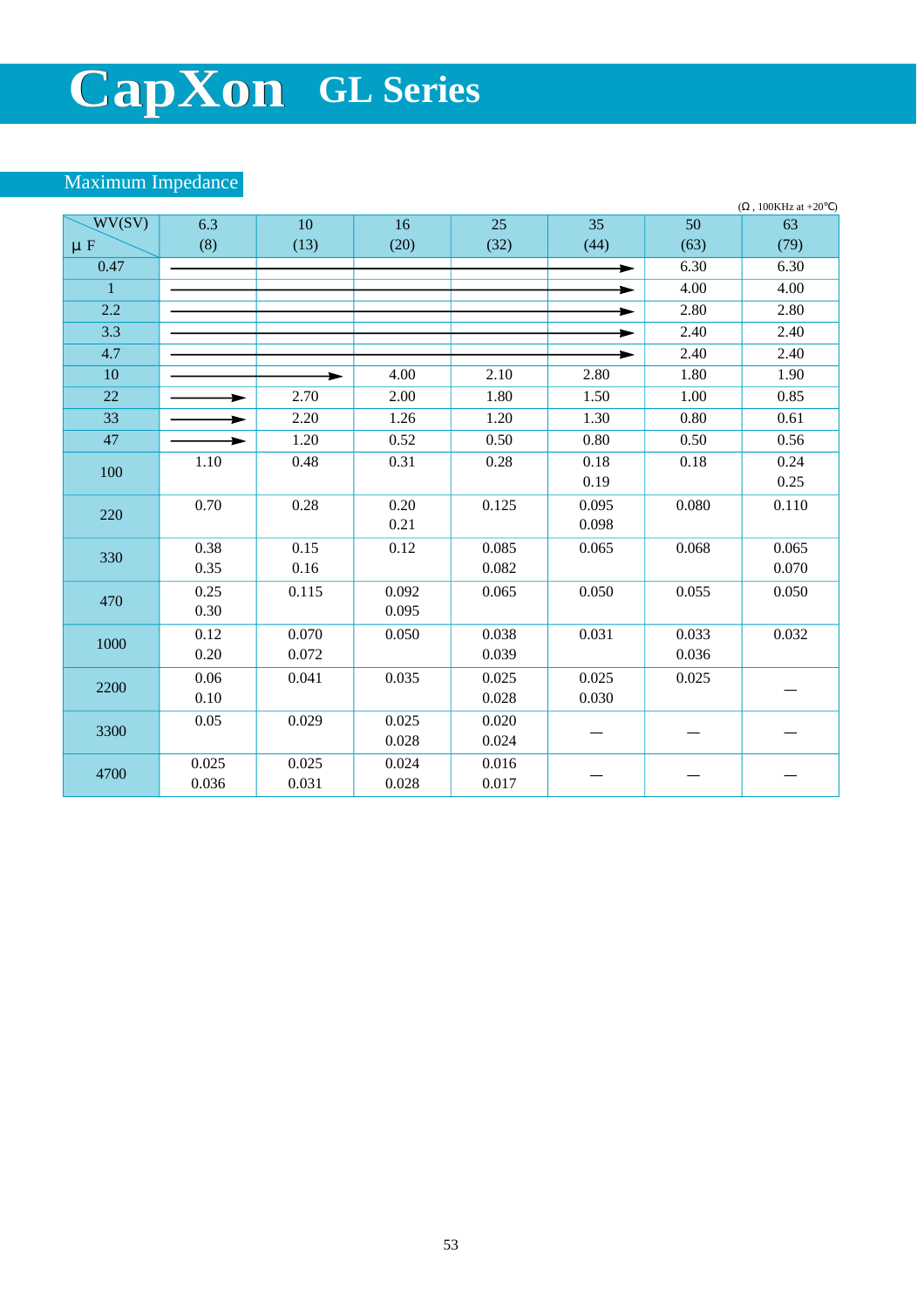# CapXon GL Series

## Maximum Impedance

(Ω , 100KHz at +20℃)

| WV(SV) / μF | 6.3 (8) | 10 (13) | 16 (20) | 25 (32) | 35 (44) | 50 (63) | 63 (79) |
|---|---|---|---|---|---|---|---|
| 0.47 | → | → | → | → | → | 6.30 | 6.30 |
| 1 | → | → | → | → | → | 4.00 | 4.00 |
| 2.2 | → | → | → | → | → | 2.80 | 2.80 |
| 3.3 | → | → | → | → | → | 2.40 | 2.40 |
| 4.7 | → | → | → | → | → | 2.40 | 2.40 |
| 10 | → | → | 4.00 | 2.10 | 2.80 | 1.80 | 1.90 |
| 22 | → | 2.70 | 2.00 | 1.80 | 1.50 | 1.00 | 0.85 |
| 33 | → | 2.20 | 1.26 | 1.20 | 1.30 | 0.80 | 0.61 |
| 47 | → | 1.20 | 0.52 | 0.50 | 0.80 | 0.50 | 0.56 |
| 100 | 1.10 | 0.48 | 0.31 | 0.28 | 0.18<br>0.19 | 0.18 | 0.24<br>0.25 |
| 220 | 0.70 | 0.28 | 0.20<br>0.21 | 0.125 | 0.095<br>0.098 | 0.080 | 0.110 |
| 330 | 0.38<br>0.35 | 0.15<br>0.16 | 0.12 | 0.085<br>0.082 | 0.065 | 0.068 | 0.065<br>0.070 |
| 470 | 0.25<br>0.30 | 0.115 | 0.092<br>0.095 | 0.065 | 0.050 | 0.055 | 0.050 |
| 1000 | 0.12<br>0.20 | 0.070<br>0.072 | 0.050 | 0.038<br>0.039 | 0.031 | 0.033<br>0.036 | 0.032 |
| 2200 | 0.06<br>0.10 | 0.041 | 0.035 | 0.025<br>0.028 | 0.025<br>0.030 | 0.025 | — |
| 3300 | 0.05 | 0.029 | 0.025<br>0.028 | 0.020<br>0.024 | — | — | — |
| 4700 | 0.025<br>0.036 | 0.025<br>0.031 | 0.024<br>0.028 | 0.016<br>0.017 | — | — | — |